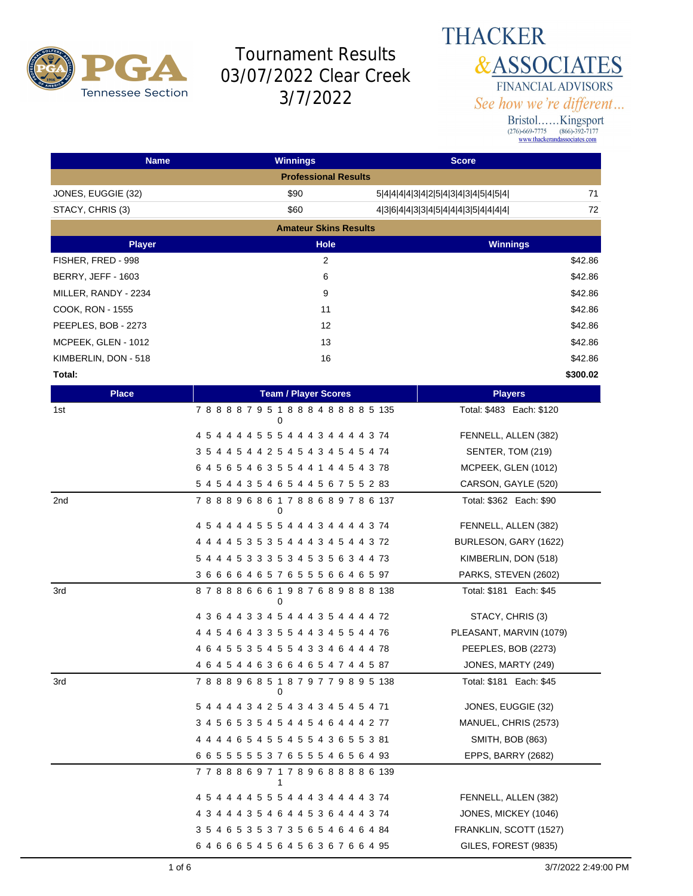# Tournament Results
## 03/07/2022 Clear Creek
## 3/7/2022

THACKER & ASSOCIATES
FINANCIAL ADVISORS
*See how we're different...*
Bristol......Kingsport
(276)-669-7775 (866)-392-7177
www.thackerandassociates.com

| Name | Winnings | Score | |
|---|---|---|---|
| **Professional Results** | | | |
| JONES, EUGGIE (32) | $90 | 5\|4\|4\|4\|4\|3\|4\|2\|5\|4\|3\|4\|3\|4\|5\|4\|5\|4\| | 71 |
| STACY, CHRIS (3) | $60 | 4\|3\|6\|4\|4\|3\|3\|4\|5\|4\|4\|4\|3\|5\|4\|4\|4\|4\| | 72 |

**Amateur Skins Results**

| Player | Hole | Winnings |
|---|---|---|
| FISHER, FRED - 998 | 2 | $42.86 |
| BERRY, JEFF - 1603 | 6 | $42.86 |
| MILLER, RANDY - 2234 | 9 | $42.86 |
| COOK, RON - 1555 | 11 | $42.86 |
| PEEPLES, BOB - 2273 | 12 | $42.86 |
| MCPEEK, GLEN - 1012 | 13 | $42.86 |
| KIMBERLIN, DON - 518 | 16 | $42.86 |
| **Total:** | | **$300.02** |

| Place | Team / Player Scores | Players |
|---|---|---|
| 1st | 7 8 8 8 8 7 9 5 10 8 8 8 4 8 8 8 8 5 135 | Total: $483 Each: $120 |
| | 4 5 4 4 4 4 5 5 5 4 4 4 3 4 4 4 4 3 74 | FENNELL, ALLEN (382) |
| | 3 5 4 4 5 4 4 2 5 4 5 4 3 4 5 4 5 4 74 | SENTER, TOM (219) |
| | 6 4 5 6 5 4 6 3 5 5 4 4 1 4 4 5 4 3 78 | MCPEEK, GLEN (1012) |
| | 5 4 5 4 4 3 5 4 6 5 4 4 5 6 7 5 5 2 83 | CARSON, GAYLE (520) |
| 2nd | 7 8 8 8 9 6 8 6 10 7 8 8 6 8 9 7 8 6 137 | Total: $362 Each: $90 |
| | 4 5 4 4 4 4 5 5 5 4 4 4 3 4 4 4 4 3 74 | FENNELL, ALLEN (382) |
| | 4 4 4 4 5 3 5 3 5 4 4 4 3 4 5 4 4 3 72 | BURLESON, GARY (1622) |
| | 5 4 4 4 5 3 3 3 5 3 4 5 3 5 6 3 4 4 73 | KIMBERLIN, DON (518) |
| | 3 6 6 6 6 4 6 5 7 6 5 5 5 6 6 4 6 5 97 | PARKS, STEVEN (2602) |
| 3rd | 8 7 8 8 8 6 6 6 10 9 8 7 6 8 9 8 8 8 138 | Total: $181 Each: $45 |
| | 4 3 6 4 4 3 3 4 5 4 4 4 3 5 4 4 4 4 72 | STACY, CHRIS (3) |
| | 4 4 5 4 6 4 3 3 5 5 4 4 3 4 5 5 4 4 76 | PLEASANT, MARVIN (1079) |
| | 4 6 4 5 5 3 5 4 5 5 4 3 3 4 6 4 4 4 78 | PEEPLES, BOB (2273) |
| | 4 6 4 5 4 4 6 3 6 6 4 6 5 4 7 4 4 5 87 | JONES, MARTY (249) |
| 3rd | 7 8 8 8 9 6 8 5 10 8 7 9 7 7 9 8 9 5 138 | Total: $181 Each: $45 |
| | 5 4 4 4 4 3 4 2 5 4 3 4 3 4 5 4 5 4 71 | JONES, EUGGIE (32) |
| | 3 4 5 6 5 3 5 4 5 4 4 5 4 6 4 4 4 2 77 | MANUEL, CHRIS (2573) |
| | 4 4 4 4 6 5 4 5 5 4 5 5 4 3 6 5 5 3 81 | SMITH, BOB (863) |
| | 6 6 5 5 5 5 5 3 7 6 5 5 5 4 6 5 6 4 93 | EPPS, BARRY (2682) |
| | 7 7 8 8 8 6 9 7 11 7 8 9 6 8 8 8 8 6 139 | |
| | 4 5 4 4 4 4 5 5 5 4 4 4 3 4 4 4 4 3 74 | FENNELL, ALLEN (382) |
| | 4 3 4 4 4 3 5 4 6 4 4 5 3 6 4 4 4 3 74 | JONES, MICKEY (1046) |
| | 3 5 4 6 5 3 5 3 7 3 5 6 5 4 6 4 6 4 84 | FRANKLIN, SCOTT (1527) |
| | 6 4 6 6 6 5 4 5 6 4 5 6 3 6 7 6 6 4 95 | GILES, FOREST (9835) |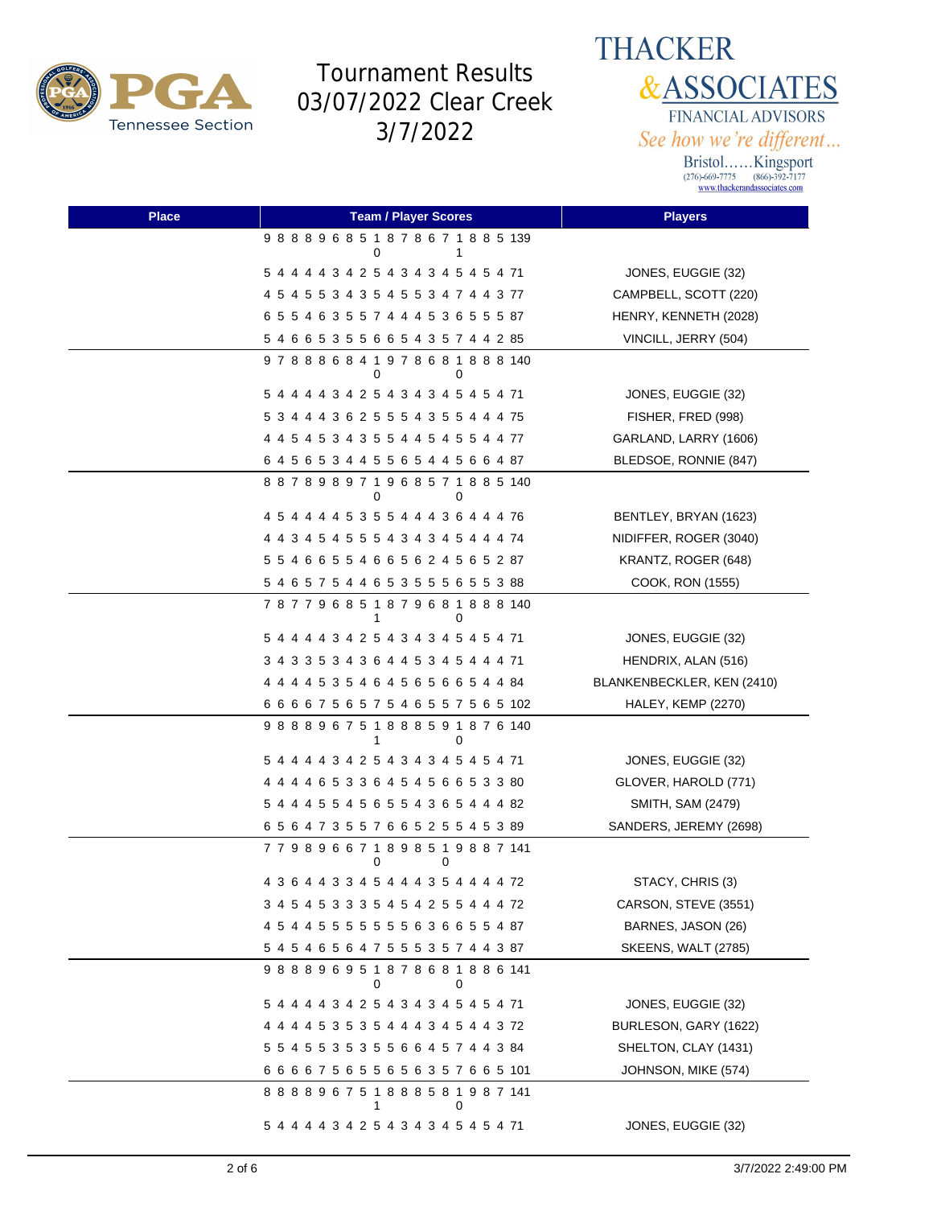# Tournament Results 03/07/2022 Clear Creek 3/7/2022

THACKER & ASSOCIATES
FINANCIAL ADVISORS
*See how we're different...*
Bristol......Kingsport
(276)-669-7775 (866)-392-7177
www.thackerandassociates.com

| Place | Team / Player Scores | Players |
|---|---|---|
| | 9 8 8 8 9 6 8 5 10 8 7 8 6 7 11 8 8 5 139 | |
| | 5 4 4 4 4 3 4 2 5 4 3 4 3 4 5 4 5 4 71 | JONES, EUGGIE (32) |
| | 4 5 4 5 5 3 4 3 5 4 5 5 3 4 7 4 4 3 77 | CAMPBELL, SCOTT (220) |
| | 6 5 5 4 6 3 5 5 7 4 4 4 5 3 6 5 5 5 87 | HENRY, KENNETH (2028) |
| | 5 4 6 6 5 3 5 5 6 6 5 4 3 5 7 4 4 2 85 | VINCILL, JERRY (504) |
| | 9 7 8 8 8 6 8 4 10 9 7 8 6 8 10 8 8 8 140 | |
| | 5 4 4 4 4 3 4 2 5 4 3 4 3 4 5 4 5 4 71 | JONES, EUGGIE (32) |
| | 5 3 4 4 4 3 6 2 5 5 5 4 3 5 5 4 4 4 75 | FISHER, FRED (998) |
| | 4 4 5 4 5 3 4 3 5 5 4 4 5 4 5 5 4 4 77 | GARLAND, LARRY (1606) |
| | 6 4 5 6 5 3 4 4 5 5 6 5 4 4 5 6 6 4 87 | BLEDSOE, RONNIE (847) |
| | 8 8 7 8 9 8 9 7 10 9 6 8 5 7 10 8 8 5 140 | |
| | 4 5 4 4 4 4 5 3 5 5 4 4 4 3 6 4 4 4 76 | BENTLEY, BRYAN (1623) |
| | 4 4 3 4 5 4 5 5 5 4 3 4 3 4 5 4 4 4 74 | NIDIFFER, ROGER (3040) |
| | 5 5 4 6 6 5 5 4 6 6 5 6 2 4 5 6 5 2 87 | KRANTZ, ROGER (648) |
| | 5 4 6 5 7 5 4 4 6 5 3 5 5 5 6 5 5 3 88 | COOK, RON (1555) |
| | 7 8 7 7 9 6 8 5 11 8 7 9 6 8 10 8 8 8 140 | |
| | 5 4 4 4 4 3 4 2 5 4 3 4 3 4 5 4 5 4 71 | JONES, EUGGIE (32) |
| | 3 4 3 3 5 3 4 3 6 4 4 5 3 4 5 4 4 4 71 | HENDRIX, ALAN (516) |
| | 4 4 4 4 5 3 5 4 6 4 5 6 5 6 6 5 4 4 84 | BLANKENBECKLER, KEN (2410) |
| | 6 6 6 6 7 5 6 5 7 5 4 6 5 5 7 5 6 5 102 | HALEY, KEMP (2270) |
| | 9 8 8 8 9 6 7 5 11 8 8 8 5 9 10 8 7 6 140 | |
| | 5 4 4 4 4 3 4 2 5 4 3 4 3 4 5 4 5 4 71 | JONES, EUGGIE (32) |
| | 4 4 4 4 6 5 3 3 6 4 5 4 5 6 6 5 3 3 80 | GLOVER, HAROLD (771) |
| | 5 4 4 4 5 5 4 5 6 5 5 4 3 6 5 4 4 4 82 | SMITH, SAM (2479) |
| | 6 5 6 4 7 3 5 5 7 6 6 5 2 5 5 4 5 3 89 | SANDERS, JEREMY (2698) |
| | 7 7 9 8 9 6 6 7 10 8 9 8 5 10 9 8 8 7 141 | |
| | 4 3 6 4 4 3 3 4 5 4 4 4 3 5 4 4 4 4 72 | STACY, CHRIS (3) |
| | 3 4 5 4 5 3 3 3 5 4 5 4 2 5 5 4 4 4 72 | CARSON, STEVE (3551) |
| | 4 5 4 4 5 5 5 5 5 5 5 6 3 6 6 5 5 4 87 | BARNES, JASON (26) |
| | 5 4 5 4 6 5 6 4 7 5 5 5 3 5 7 4 4 3 87 | SKEENS, WALT (2785) |
| | 9 8 8 8 9 6 9 5 10 8 7 8 6 8 10 8 8 6 141 | |
| | 5 4 4 4 4 3 4 2 5 4 3 4 3 4 5 4 5 4 71 | JONES, EUGGIE (32) |
| | 4 4 4 4 5 3 5 3 5 4 4 4 3 4 5 4 4 3 72 | BURLESON, GARY (1622) |
| | 5 5 4 5 5 3 5 3 5 5 6 6 4 5 7 4 4 3 84 | SHELTON, CLAY (1431) |
| | 6 6 6 6 7 5 6 5 5 6 5 6 3 5 7 6 6 5 101 | JOHNSON, MIKE (574) |
| | 8 8 8 8 9 6 7 5 11 8 8 8 5 8 10 9 8 7 141 | |
| | 5 4 4 4 4 3 4 2 5 4 3 4 3 4 5 4 5 4 71 | JONES, EUGGIE (32) |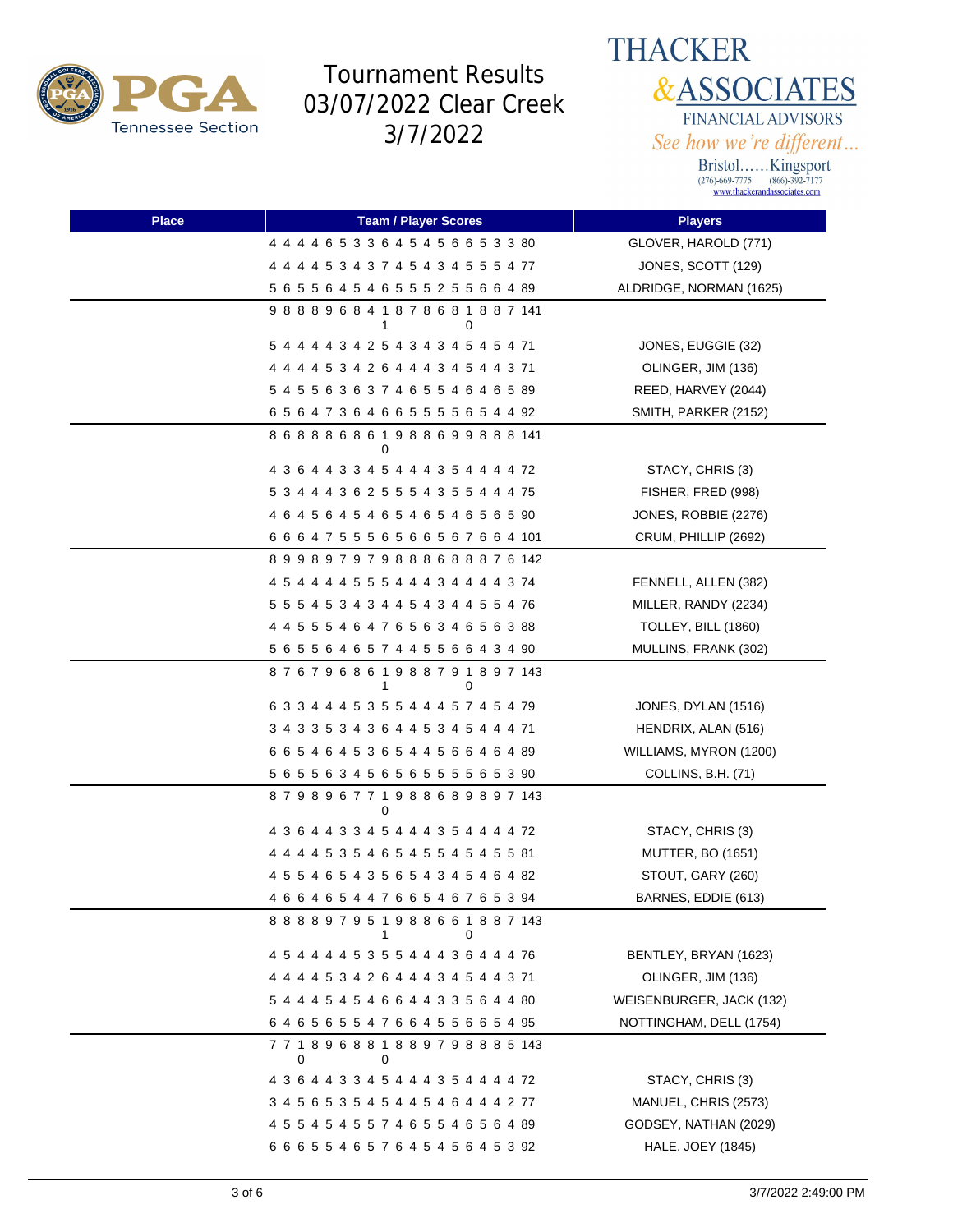# Tournament Results 03/07/2022 Clear Creek 3/7/2022

THACKER & ASSOCIATES FINANCIAL ADVISORS
*See how we're different...*
Bristol......Kingsport
(276)-669-7775 (866)-392-7177
www.thackerandassociates.com

| Place | Team / Player Scores | Players |
|---|---|---|
| | 4 4 4 4 6 5 3 3 6 4 5 4 5 6 6 5 3 3 80 | GLOVER, HAROLD (771) |
| | 4 4 4 4 5 3 4 3 7 4 5 4 3 4 5 5 5 4 77 | JONES, SCOTT (129) |
| | 5 6 5 5 6 4 5 4 6 5 5 5 2 5 5 6 6 4 89 | ALDRIDGE, NORMAN (1625) |
| | 9 8 8 8 9 6 8 4 10 8 7 8 6 8 10 8 8 7 141 | |
| | 5 4 4 4 4 3 4 2 5 4 3 4 3 4 5 4 5 4 71 | JONES, EUGGIE (32) |
| | 4 4 4 4 5 3 4 2 6 4 4 4 3 4 5 4 4 3 71 | OLINGER, JIM (136) |
| | 5 4 5 5 6 3 6 3 7 4 6 5 5 4 6 4 6 5 89 | REED, HARVEY (2044) |
| | 6 5 6 4 7 3 6 4 6 6 5 5 5 5 6 5 4 4 92 | SMITH, PARKER (2152) |
| | 8 6 8 8 8 6 8 6 10 9 8 8 6 9 9 8 8 8 141 | |
| | 4 3 6 4 4 3 3 4 5 4 4 4 3 5 4 4 4 4 72 | STACY, CHRIS (3) |
| | 5 3 4 4 4 3 6 2 5 5 5 4 3 5 5 4 4 4 75 | FISHER, FRED (998) |
| | 4 6 4 5 6 4 5 4 6 5 4 6 5 4 6 5 6 5 90 | JONES, ROBBIE (2276) |
| | 6 6 6 4 7 5 5 5 6 5 6 6 5 6 7 6 6 4 101 | CRUM, PHILLIP (2692) |
| | 8 9 9 8 9 7 9 7 9 8 8 8 6 8 8 8 7 6 142 | |
| | 4 5 4 4 4 4 5 5 5 4 4 4 3 4 4 4 4 3 74 | FENNELL, ALLEN (382) |
| | 5 5 5 4 5 3 4 3 4 4 5 4 3 4 4 5 5 4 76 | MILLER, RANDY (2234) |
| | 4 4 5 5 5 4 6 4 7 6 5 6 3 4 6 5 6 3 88 | TOLLEY, BILL (1860) |
| | 5 6 5 5 6 4 6 5 7 4 4 5 5 6 6 4 3 4 90 | MULLINS, FRANK (302) |
| | 8 7 6 7 9 6 8 6 11 9 8 8 7 9 10 8 9 7 143 | |
| | 6 3 3 4 4 4 5 3 5 5 4 4 4 5 7 4 5 4 79 | JONES, DYLAN (1516) |
| | 3 4 3 3 5 3 4 3 6 4 4 5 3 4 5 4 4 4 71 | HENDRIX, ALAN (516) |
| | 6 6 5 4 6 4 5 3 6 5 4 4 5 6 6 4 6 4 89 | WILLIAMS, MYRON (1200) |
| | 5 6 5 5 6 3 4 5 6 5 6 5 5 5 5 6 5 3 90 | COLLINS, B.H. (71) |
| | 8 7 9 8 9 6 7 7 10 9 8 8 6 8 9 8 9 7 143 | |
| | 4 3 6 4 4 3 3 4 5 4 4 4 3 5 4 4 4 4 72 | STACY, CHRIS (3) |
| | 4 4 4 4 5 3 5 4 6 5 4 5 5 4 5 4 5 5 81 | MUTTER, BO (1651) |
| | 4 5 5 4 6 5 4 3 5 6 5 4 3 4 5 4 6 4 82 | STOUT, GARY (260) |
| | 4 6 6 4 6 5 4 4 7 6 6 5 4 6 7 6 5 3 94 | BARNES, EDDIE (613) |
| | 8 8 8 8 9 7 9 5 11 9 8 8 6 6 10 8 8 7 143 | |
| | 4 5 4 4 4 4 5 3 5 5 4 4 4 3 6 4 4 4 76 | BENTLEY, BRYAN (1623) |
| | 4 4 4 4 5 3 4 2 6 4 4 4 3 4 5 4 4 3 71 | OLINGER, JIM (136) |
| | 5 4 4 4 5 4 5 4 6 6 4 4 3 3 5 6 4 4 80 | WEISENBURGER, JACK (132) |
| | 6 4 6 5 6 5 5 4 7 6 6 4 5 5 6 6 5 4 95 | NOTTINGHAM, DELL (1754) |
| | 7 7 10 8 9 6 8 8 10 8 8 9 7 9 8 8 8 5 143 | |
| | 4 3 6 4 4 3 3 4 5 4 4 4 3 5 4 4 4 4 72 | STACY, CHRIS (3) |
| | 3 4 5 6 5 3 5 4 5 4 4 5 4 6 4 4 4 2 77 | MANUEL, CHRIS (2573) |
| | 4 5 5 4 5 4 5 5 7 4 6 5 5 4 6 5 6 4 89 | GODSEY, NATHAN (2029) |
| | 6 6 6 5 5 4 6 5 7 6 4 5 4 5 6 4 5 3 92 | HALE, JOEY (1845) |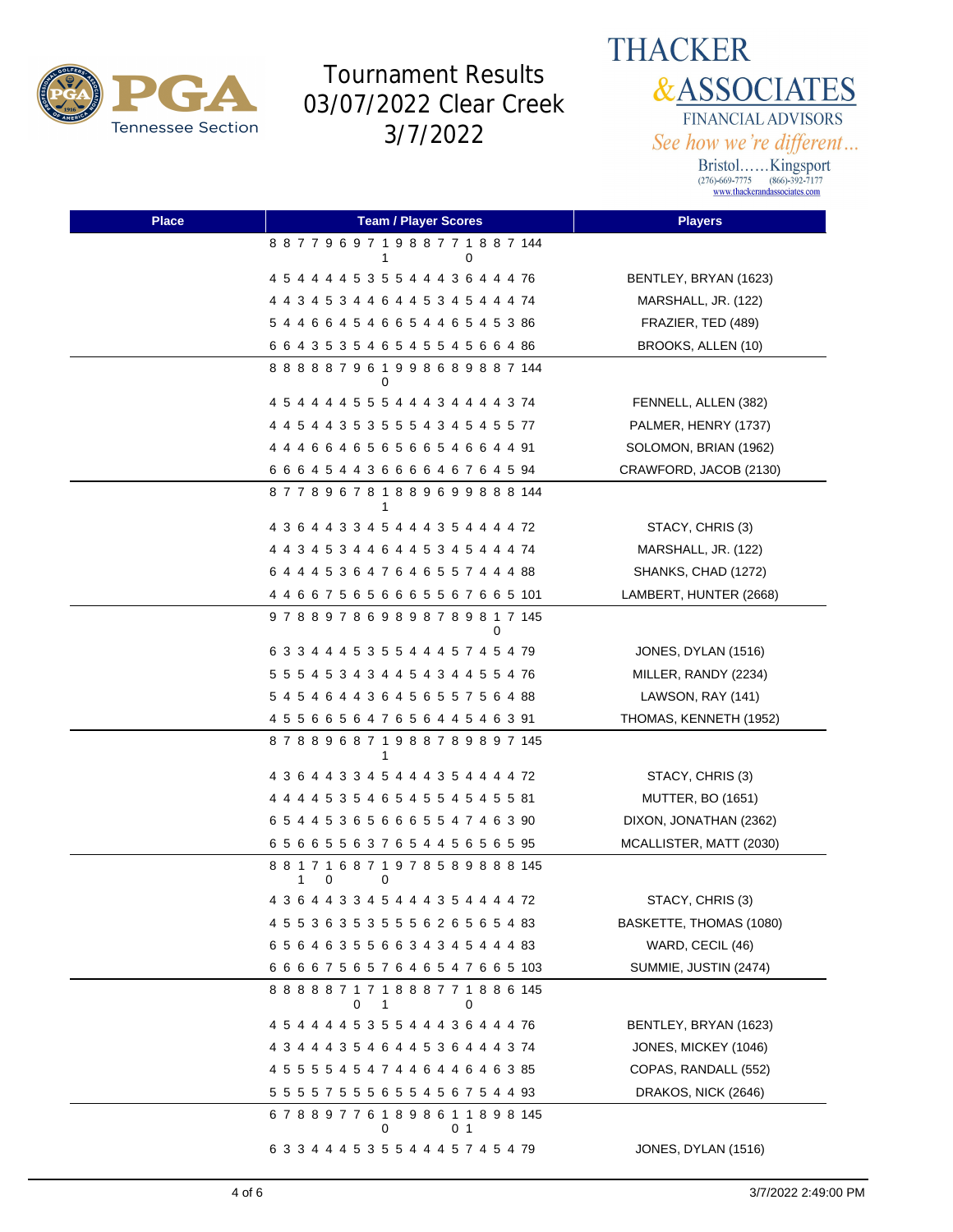# Tournament Results 03/07/2022 Clear Creek 3/7/2022

PGA Tennessee Section

THACKER & ASSOCIATES FINANCIAL ADVISORS
*See how we're different...*
Bristol......Kingsport
(276)-669-7775 (866)-392-7177
www.thackerandassociates.com

| Place | Team / Player Scores | Players |
|---|---|---|
| | 8 8 7 7 9 6 9 7 10 9 8 8 7 7 10 8 8 7 144 | |
| | 4 5 4 4 4 4 5 3 5 5 4 4 4 3 6 4 4 4 76 | BENTLEY, BRYAN (1623) |
| | 4 4 3 4 5 3 4 4 6 4 4 5 3 4 5 4 4 4 74 | MARSHALL, JR. (122) |
| | 5 4 4 6 6 4 5 4 6 6 5 4 4 6 5 4 5 3 86 | FRAZIER, TED (489) |
| | 6 6 4 3 5 3 5 4 6 5 4 5 5 4 5 6 6 4 86 | BROOKS, ALLEN (10) |
| | 8 8 8 8 8 7 9 6 10 9 9 8 6 8 9 8 8 7 144 | |
| | 4 5 4 4 4 4 5 5 5 4 4 4 3 4 4 4 4 3 74 | FENNELL, ALLEN (382) |
| | 4 4 5 4 4 3 5 3 5 5 5 4 3 4 5 4 5 5 77 | PALMER, HENRY (1737) |
| | 4 4 4 6 6 4 6 5 6 5 6 6 5 4 6 6 4 4 91 | SOLOMON, BRIAN (1962) |
| | 6 6 6 4 5 4 4 3 6 6 6 6 4 6 7 6 4 5 94 | CRAWFORD, JACOB (2130) |
| | 8 7 7 8 9 6 7 8 11 8 8 9 6 9 9 8 8 8 144 | |
| | 4 3 6 4 4 3 3 4 5 4 4 4 3 5 4 4 4 4 72 | STACY, CHRIS (3) |
| | 4 4 3 4 5 3 4 4 6 4 4 5 3 4 5 4 4 4 74 | MARSHALL, JR. (122) |
| | 6 4 4 4 5 3 6 4 7 6 4 6 5 5 7 4 4 4 88 | SHANKS, CHAD (1272) |
| | 4 4 6 6 7 5 6 5 6 6 6 5 5 6 7 6 6 5 101 | LAMBERT, HUNTER (2668) |
| | 9 7 8 8 9 7 8 6 9 8 9 8 7 8 9 8 10 7 145 | |
| | 6 3 3 4 4 4 5 3 5 5 4 4 4 5 7 4 5 4 79 | JONES, DYLAN (1516) |
| | 5 5 5 4 5 3 4 3 4 4 5 4 3 4 4 5 5 4 76 | MILLER, RANDY (2234) |
| | 5 4 5 4 6 4 4 3 6 4 5 6 5 5 7 5 6 4 88 | LAWSON, RAY (141) |
| | 4 5 5 6 6 5 6 4 7 6 5 6 4 4 5 4 6 3 91 | THOMAS, KENNETH (1952) |
| | 8 7 8 8 9 6 8 7 11 9 8 8 7 8 9 8 9 7 145 | |
| | 4 3 6 4 4 3 3 4 5 4 4 4 3 5 4 4 4 4 72 | STACY, CHRIS (3) |
| | 4 4 4 4 5 3 5 4 6 5 4 5 5 4 5 4 5 5 81 | MUTTER, BO (1651) |
| | 6 5 4 4 5 3 6 5 6 6 6 5 5 4 7 4 6 3 90 | DIXON, JONATHAN (2362) |
| | 6 5 6 6 5 5 6 3 7 6 5 4 4 5 6 5 6 5 95 | MCALLISTER, MATT (2030) |
| | 8 8 11 7 10 6 8 7 10 9 7 8 5 8 9 8 8 8 145 | |
| | 4 3 6 4 4 3 3 4 5 4 4 4 3 5 4 4 4 4 72 | STACY, CHRIS (3) |
| | 4 5 5 3 6 3 5 3 5 5 5 6 2 6 5 6 5 4 83 | BASKETTE, THOMAS (1080) |
| | 6 5 6 4 6 3 5 5 6 6 3 4 3 4 5 4 4 4 83 | WARD, CECIL (46) |
| | 6 6 6 6 7 5 6 5 7 6 4 6 5 4 7 6 6 5 103 | SUMMIE, JUSTIN (2474) |
| | 8 8 8 8 8 7 10 7 11 8 8 8 7 7 10 8 8 6 145 | |
| | 4 5 4 4 4 4 5 3 5 5 4 4 4 3 6 4 4 4 76 | BENTLEY, BRYAN (1623) |
| | 4 3 4 4 4 3 5 4 6 4 4 5 3 6 4 4 4 3 74 | JONES, MICKEY (1046) |
| | 4 5 5 5 5 4 5 4 7 4 4 6 4 4 6 4 6 3 85 | COPAS, RANDALL (552) |
| | 5 5 5 5 7 5 5 5 6 5 5 4 5 6 7 5 4 4 93 | DRAKOS, NICK (2646) |
| | 6 7 8 8 9 7 7 6 18 9 8 6 10 11 8 9 8 145 | |
| | 6 3 3 4 4 4 5 3 5 5 4 4 4 5 7 4 5 4 79 | JONES, DYLAN (1516) |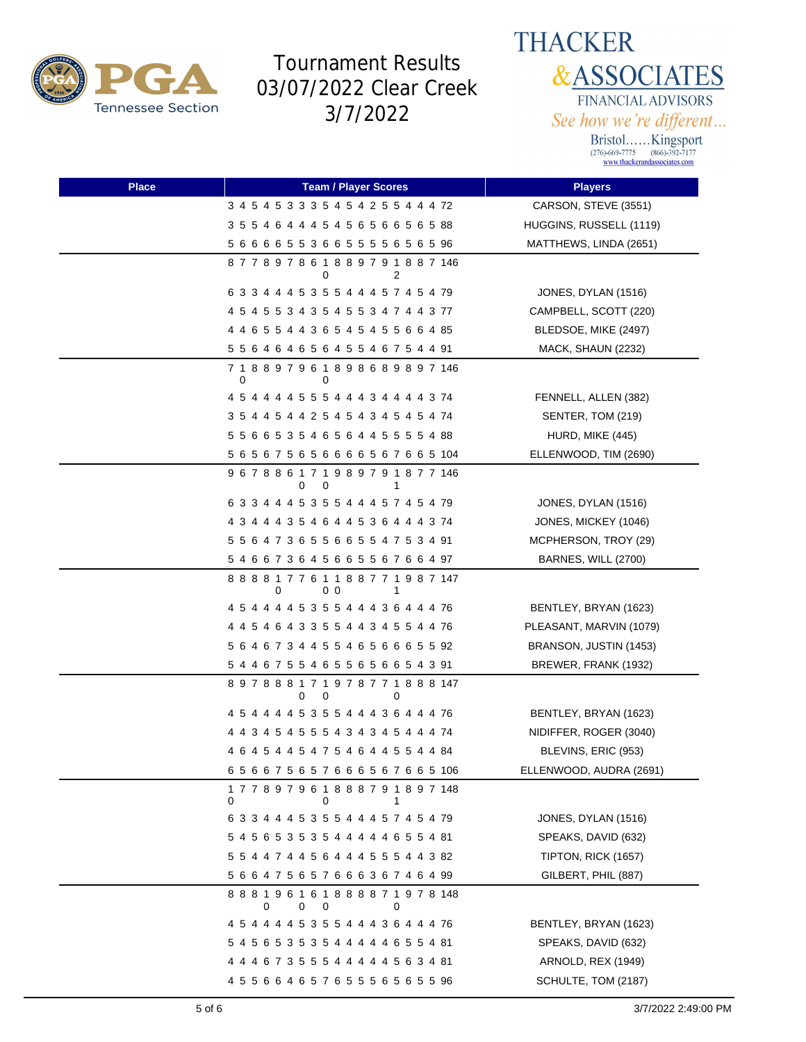# Tournament Results
## 03/07/2022 Clear Creek
## 3/7/2022

**THACKER & ASSOCIATES** FINANCIAL ADVISORS
*See how we're different...*
Bristol......Kingsport
(276)-669-7775 (866)-392-7177
www.thackerandassociates.com

| Place | Team / Player Scores | Players |
|---|---|---|
| | 3 4 5 4 5 3 3 3 5 4 5 4 2 5 5 4 4 4 72 | CARSON, STEVE (3551) |
| | 3 5 5 4 6 4 4 4 5 4 5 6 5 6 6 5 6 5 88 | HUGGINS, RUSSELL (1119) |
| | 5 6 6 6 6 5 5 3 6 6 5 5 5 5 6 5 6 5 96 | MATTHEWS, LINDA (2651) |
| | 8 7 7 8 9 7 8 6 10 8 8 9 7 9 12 8 8 7 146 | |
| | 6 3 3 4 4 4 5 3 5 5 4 4 4 5 7 4 5 4 79 | JONES, DYLAN (1516) |
| | 4 5 4 5 5 3 4 3 5 4 5 5 3 4 7 4 4 3 77 | CAMPBELL, SCOTT (220) |
| | 4 4 6 5 5 4 4 3 6 5 4 5 4 5 5 6 6 4 85 | BLEDSOE, MIKE (2497) |
| | 5 5 6 4 6 4 6 5 6 4 5 5 4 6 7 5 4 4 91 | MACK, SHAUN (2232) |
| | 7 10 8 8 9 7 9 6 10 8 9 8 6 8 9 8 9 7 146 | |
| | 4 5 4 4 4 4 5 5 5 4 4 4 3 4 4 4 4 3 74 | FENNELL, ALLEN (382) |
| | 3 5 4 4 5 4 4 2 5 4 5 4 3 4 5 4 5 4 74 | SENTER, TOM (219) |
| | 5 5 6 6 5 3 5 4 6 5 6 4 4 5 5 5 5 4 88 | HURD, MIKE (445) |
| | 5 6 5 6 7 5 6 5 6 6 6 6 5 6 7 6 6 5 104 | ELLENWOOD, TIM (2690) |
| | 9 6 7 8 8 6 10 7 10 9 8 9 7 9 11 8 7 7 146 | |
| | 6 3 3 4 4 4 5 3 5 5 4 4 4 5 7 4 5 4 79 | JONES, DYLAN (1516) |
| | 4 3 4 4 4 3 5 4 6 4 4 5 3 6 4 4 4 3 74 | JONES, MICKEY (1046) |
| | 5 5 6 4 7 3 6 5 5 6 6 5 5 4 7 5 3 4 91 | MCPHERSON, TROY (29) |
| | 5 4 6 6 7 3 6 4 5 6 6 5 5 6 7 6 6 4 97 | BARNES, WILL (2700) |
| | 8 8 8 8 10 7 7 6 10 10 8 8 7 7 11 9 8 7 147 | |
| | 4 5 4 4 4 4 5 3 5 5 4 4 4 3 6 4 4 4 76 | BENTLEY, BRYAN (1623) |
| | 4 4 5 4 6 4 3 3 5 5 4 4 3 4 5 5 4 4 76 | PLEASANT, MARVIN (1079) |
| | 5 6 4 6 7 3 4 4 5 5 4 6 5 6 6 6 5 5 92 | BRANSON, JUSTIN (1453) |
| | 5 4 4 6 7 5 5 4 6 5 5 6 5 6 6 5 4 3 91 | BREWER, FRANK (1932) |
| | 8 9 7 8 8 8 10 7 10 9 7 8 7 7 10 8 8 8 147 | |
| | 4 5 4 4 4 4 5 3 5 5 4 4 4 3 6 4 4 4 76 | BENTLEY, BRYAN (1623) |
| | 4 4 3 4 5 4 5 5 5 4 3 4 3 4 5 4 4 4 74 | NIDIFFER, ROGER (3040) |
| | 4 6 4 5 4 4 5 4 7 5 4 6 4 4 5 5 4 4 84 | BLEVINS, ERIC (953) |
| | 6 5 6 6 7 5 6 5 7 6 6 6 5 6 7 6 6 5 106 | ELLENWOOD, AUDRA (2691) |
| | 10 7 7 8 9 7 9 6 10 8 8 8 7 9 11 8 9 7 148 | |
| | 6 3 3 4 4 4 5 3 5 5 4 4 4 5 7 4 5 4 79 | JONES, DYLAN (1516) |
| | 5 4 5 6 5 3 5 3 5 4 4 4 4 4 6 5 5 4 81 | SPEAKS, DAVID (632) |
| | 5 5 4 4 7 4 4 5 6 4 4 4 5 5 5 4 4 3 82 | TIPTON, RICK (1657) |
| | 5 6 6 4 7 5 6 5 7 6 6 6 3 6 7 4 6 4 99 | GILBERT, PHIL (887) |
| | 8 8 8 10 9 6 10 6 10 8 8 8 8 7 10 9 7 8 148 | |
| | 4 5 4 4 4 4 5 3 5 5 4 4 4 3 6 4 4 4 76 | BENTLEY, BRYAN (1623) |
| | 5 4 5 6 5 3 5 3 5 4 4 4 4 4 6 5 5 4 81 | SPEAKS, DAVID (632) |
| | 4 4 4 6 7 3 5 5 5 4 4 4 4 4 5 6 3 4 81 | ARNOLD, REX (1949) |
| | 4 5 5 6 6 4 6 5 7 6 5 5 5 6 5 6 5 5 96 | SCHULTE, TOM (2187) |

3/7/2022 2:49:00 PM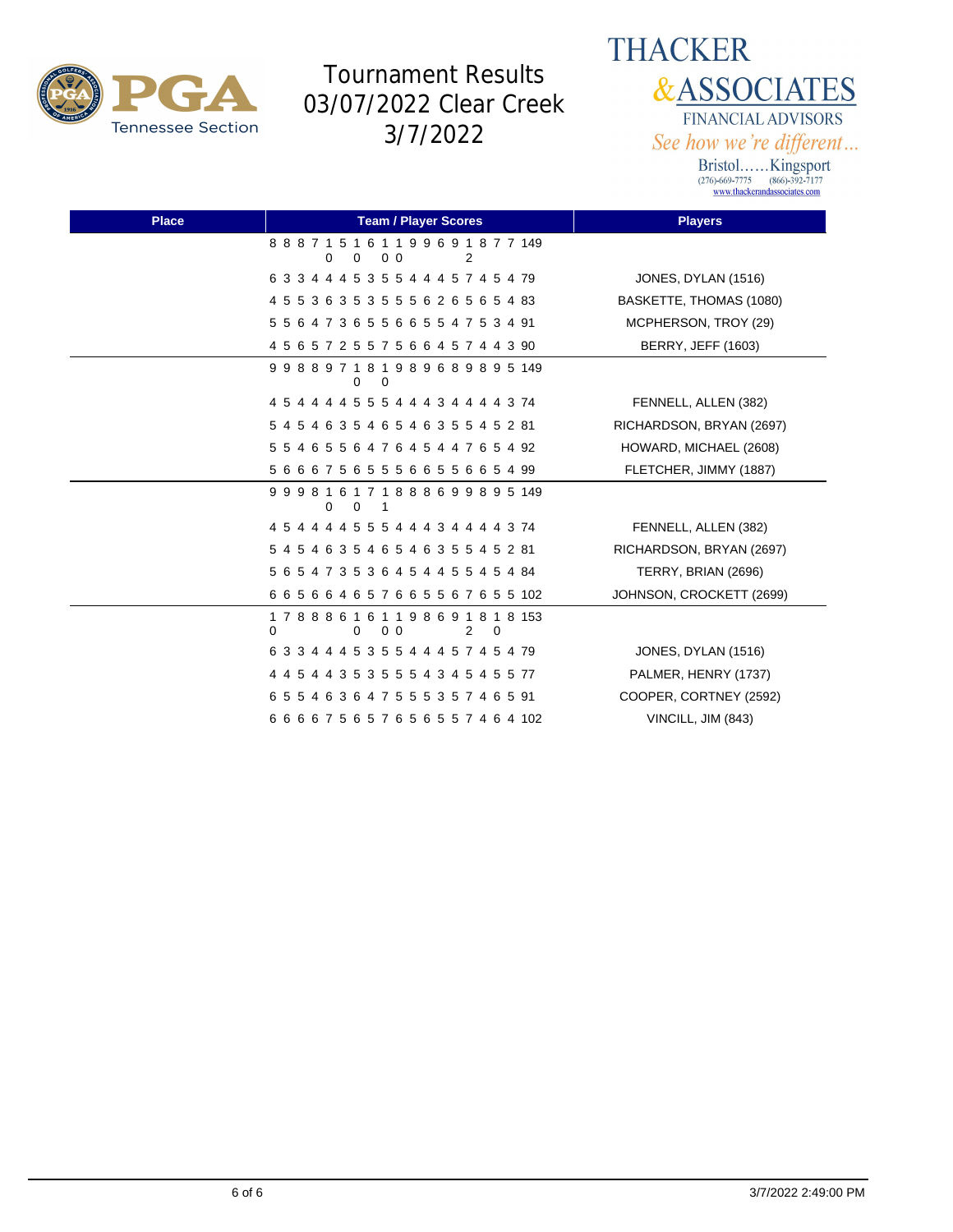| Place | Team / Player Scores | Players |
| --- | --- | --- |
| | 8 8 8 7 10 5 10 6 10 10 9 9 6 9 12 8 7 7 149 | |
| | 6 3 3 4 4 4 5 3 5 5 4 4 4 5 7 4 5 4 79 | JONES, DYLAN (1516) |
| | 4 5 5 3 6 3 5 3 5 5 5 6 2 6 5 6 5 4 83 | BASKETTE, THOMAS (1080) |
| | 5 5 6 4 7 3 6 5 5 6 6 5 5 4 7 5 3 4 91 | MCPHERSON, TROY (29) |
| | 4 5 6 5 7 2 5 5 7 5 6 6 4 5 7 4 4 3 90 | BERRY, JEFF (1603) |
| | 9 9 8 8 9 7 10 8 10 9 8 9 6 8 9 8 9 5 149 | |
| | 4 5 4 4 4 4 5 5 5 4 4 4 3 4 4 4 4 3 74 | FENNELL, ALLEN (382) |
| | 5 4 5 4 6 3 5 4 6 5 4 6 3 5 5 4 5 2 81 | RICHARDSON, BRYAN (2697) |
| | 5 5 4 6 5 5 6 4 7 6 4 5 4 4 7 6 5 4 92 | HOWARD, MICHAEL (2608) |
| | 5 6 6 6 7 5 6 5 5 5 6 6 5 5 6 6 5 4 99 | FLETCHER, JIMMY (1887) |
| | 9 9 9 8 10 6 10 7 11 8 8 8 6 9 9 8 9 5 149 | |
| | 4 5 4 4 4 4 5 5 5 4 4 4 3 4 4 4 4 3 74 | FENNELL, ALLEN (382) |
| | 5 4 5 4 6 3 5 4 6 5 4 6 3 5 5 4 5 2 81 | RICHARDSON, BRYAN (2697) |
| | 5 6 5 4 7 3 5 3 6 4 5 4 4 5 5 4 5 4 84 | TERRY, BRIAN (2696) |
| | 6 6 5 6 6 4 6 5 7 6 6 5 5 6 7 6 5 5 102 | JOHNSON, CROCKETT (2699) |
| | 10 7 8 8 8 6 10 6 10 10 9 8 6 9 12 8 10 8 153 | |
| | 6 3 3 4 4 4 5 3 5 5 4 4 4 5 7 4 5 4 79 | JONES, DYLAN (1516) |
| | 4 4 5 4 4 3 5 3 5 5 5 4 3 4 5 4 5 5 77 | PALMER, HENRY (1737) |
| | 6 5 5 4 6 3 6 4 7 5 5 5 3 5 7 4 6 5 91 | COOPER, CORTNEY (2592) |
| | 6 6 6 6 7 5 6 5 7 6 5 6 5 5 7 4 6 4 102 | VINCILL, JIM (843) |